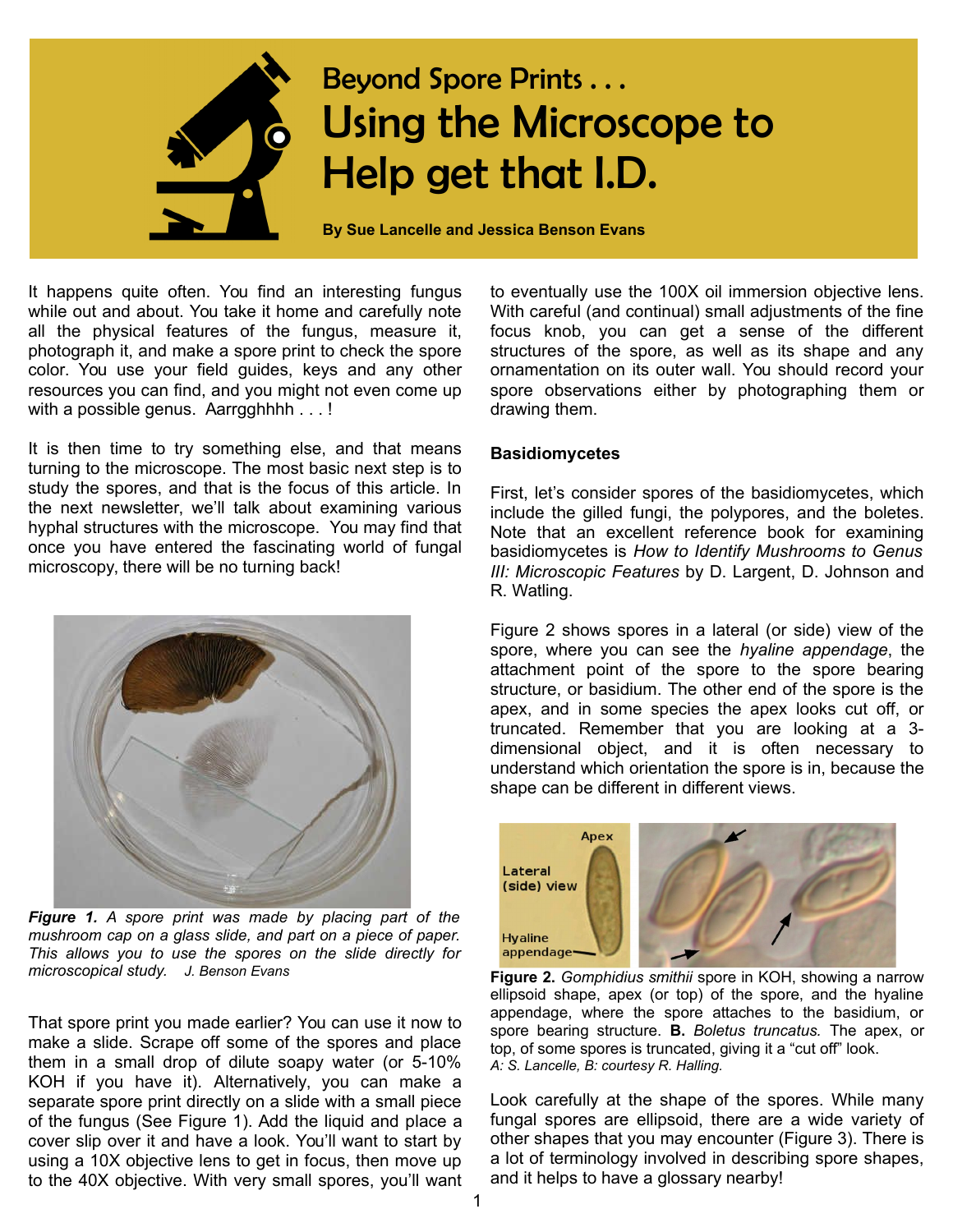# Beyond Spore Prints . . .

# Using the Microscope to Help get that I.D.

**By Sue Lancelle and Jessica Benson Evans**

It happens quite often. You find an interesting fungus while out and about. You take it home and carefully note all the physical features of the fungus, measure it, photograph it, and make a spore print to check the spore color. You use your field guides, keys and any other resources you can find, and you might not even come up with a possible genus. Aarrgghhhh . . . !

It is then time to try something else, and that means turning to the microscope. The most basic next step is to study the spores, and that is the focus of this article. In the next newsletter, we'll talk about examining various hyphal structures with the microscope. You may find that once you have entered the fascinating world of fungal microscopy, there will be no turning back!

***Figure 1.*** *A spore print was made by placing part of the mushroom cap on a glass slide, and part on a piece of paper. This allows you to use the spores on the slide directly for microscopical study.* J. Benson Evans

That spore print you made earlier? You can use it now to make a slide. Scrape off some of the spores and place them in a small drop of dilute soapy water (or 5-10% KOH if you have it). Alternatively, you can make a separate spore print directly on a slide with a small piece of the fungus (See Figure 1). Add the liquid and place a cover slip over it and have a look. You'll want to start by using a 10X objective lens to get in focus, then move up to the 40X objective. With very small spores, you'll want to eventually use the 100X oil immersion objective lens. With careful (and continual) small adjustments of the fine focus knob, you can get a sense of the different structures of the spore, as well as its shape and any ornamentation on its outer wall. You should record your spore observations either by photographing them or drawing them.

**Basidiomycetes**

First, let's consider spores of the basidiomycetes, which include the gilled fungi, the polypores, and the boletes. Note that an excellent reference book for examining basidiomycetes is *How to Identify Mushrooms to Genus III: Microscopic Features* by D. Largent, D. Johnson and R. Watling.

Figure 2 shows spores in a lateral (or side) view of the spore, where you can see the *hyaline appendage*, the attachment point of the spore to the spore bearing structure, or basidium. The other end of the spore is the apex, and in some species the apex looks cut off, or truncated. Remember that you are looking at a 3-dimensional object, and it is often necessary to understand which orientation the spore is in, because the shape can be different in different views.

**Figure 2.** *Gomphidius smithii* spore in KOH, showing a narrow ellipsoid shape, apex (or top) of the spore, and the hyaline appendage, where the spore attaches to the basidium, or spore bearing structure. **B.** *Boletus truncatus.* The apex, or top, of some spores is truncated, giving it a "cut off" look. *A: S. Lancelle, B: courtesy R. Halling.*

Look carefully at the shape of the spores. While many fungal spores are ellipsoid, there are a wide variety of other shapes that you may encounter (Figure 3). There is a lot of terminology involved in describing spore shapes, and it helps to have a glossary nearby!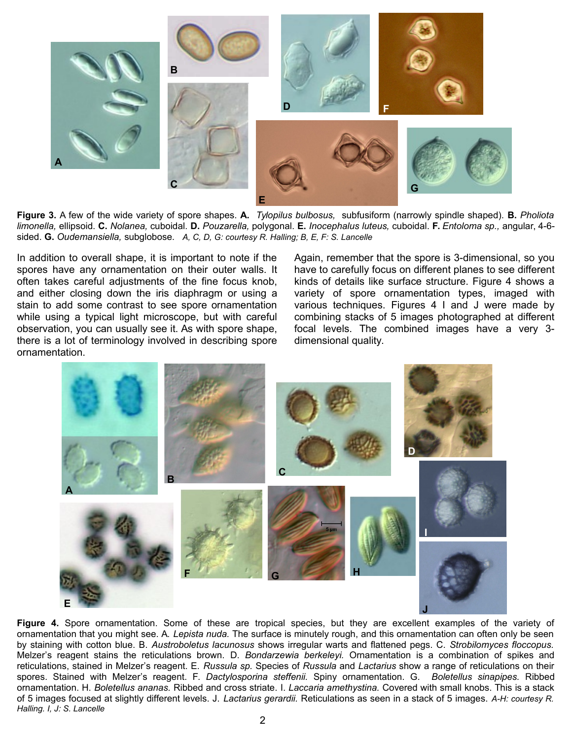**Figure 3.** A few of the wide variety of spore shapes. **A.** *Tylopilus bulbosus,* subfusiform (narrowly spindle shaped). **B.** *Pholiota limonella,* ellipsoid. **C.** *Nolanea,* cuboidal. **D.** *Pouzarella,* polygonal. **E.** *Inocephalus luteus,* cuboidal. **F.** *Entoloma sp.,* angular, 4-6-sided. **G.** *Oudemansiella,* subglobose. *A, C, D, G: courtesy R. Halling; B, E, F: S. Lancelle*

In addition to overall shape, it is important to note if the spores have any ornamentation on their outer walls. It often takes careful adjustments of the fine focus knob, and either closing down the iris diaphragm or using a stain to add some contrast to see spore ornamentation while using a typical light microscope, but with careful observation, you can usually see it. As with spore shape, there is a lot of terminology involved in describing spore ornamentation.

Again, remember that the spore is 3-dimensional, so you have to carefully focus on different planes to see different kinds of details like surface structure. Figure 4 shows a variety of spore ornamentation types, imaged with various techniques. Figures 4 I and J were made by combining stacks of 5 images photographed at different focal levels. The combined images have a very 3-dimensional quality.

**Figure 4.** Spore ornamentation. Some of these are tropical species, but they are excellent examples of the variety of ornamentation that you might see. A. *Lepista nuda.* The surface is minutely rough, and this ornamentation can often only be seen by staining with cotton blue. B. *Austroboletus lacunosus* shows irregular warts and flattened pegs. C. *Strobilomyces floccopus.* Melzer's reagent stains the reticulations brown. D. *Bondarzewia berkeleyi.* Ornamentation is a combination of spikes and reticulations, stained in Melzer's reagent. E. *Russula sp.* Species of *Russula* and *Lactarius* show a range of reticulations on their spores. Stained with Melzer's reagent. F. *Dactylosporina steffenii.* Spiny ornamentation. G. *Boletellus sinapipes.* Ribbed ornamentation. H. *Boletellus ananas.* Ribbed and cross striate. I. *Laccaria amethystina.* Covered with small knobs. This is a stack of 5 images focused at slightly different levels. J. *Lactarius gerardii.* Reticulations as seen in a stack of 5 images. *A-H: courtesy R. Halling. I, J: S. Lancelle*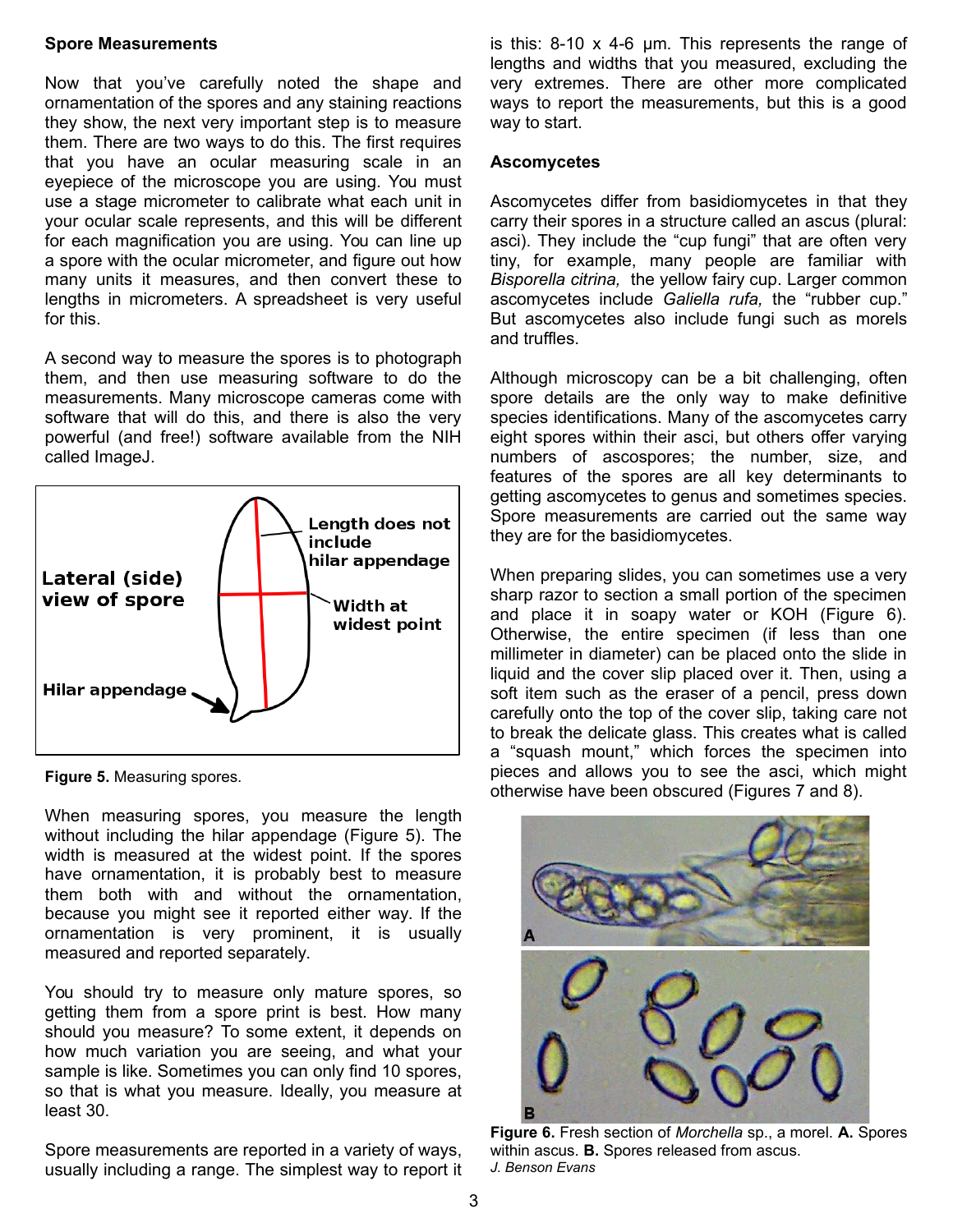### Spore Measurements

Now that you've carefully noted the shape and ornamentation of the spores and any staining reactions they show, the next very important step is to measure them. There are two ways to do this. The first requires that you have an ocular measuring scale in an eyepiece of the microscope you are using. You must use a stage micrometer to calibrate what each unit in your ocular scale represents, and this will be different for each magnification you are using. You can line up a spore with the ocular micrometer, and figure out how many units it measures, and then convert these to lengths in micrometers. A spreadsheet is very useful for this.

A second way to measure the spores is to photograph them, and then use measuring software to do the measurements. Many microscope cameras come with software that will do this, and there is also the very powerful (and free!) software available from the NIH called ImageJ.

**Figure 5.** Measuring spores.

When measuring spores, you measure the length without including the hilar appendage (Figure 5). The width is measured at the widest point. If the spores have ornamentation, it is probably best to measure them both with and without the ornamentation, because you might see it reported either way. If the ornamentation is very prominent, it is usually measured and reported separately.

You should try to measure only mature spores, so getting them from a spore print is best. How many should you measure? To some extent, it depends on how much variation you are seeing, and what your sample is like. Sometimes you can only find 10 spores, so that is what you measure. Ideally, you measure at least 30.

Spore measurements are reported in a variety of ways, usually including a range. The simplest way to report it is this: 8-10 x 4-6 µm. This represents the range of lengths and widths that you measured, excluding the very extremes. There are other more complicated ways to report the measurements, but this is a good way to start.

### Ascomycetes

Ascomycetes differ from basidiomycetes in that they carry their spores in a structure called an ascus (plural: asci). They include the "cup fungi" that are often very tiny, for example, many people are familiar with *Bisporella citrina,* the yellow fairy cup. Larger common ascomycetes include *Galiella rufa,* the "rubber cup." But ascomycetes also include fungi such as morels and truffles.

Although microscopy can be a bit challenging, often spore details are the only way to make definitive species identifications. Many of the ascomycetes carry eight spores within their asci, but others offer varying numbers of ascospores; the number, size, and features of the spores are all key determinants to getting ascomycetes to genus and sometimes species. Spore measurements are carried out the same way they are for the basidiomycetes.

When preparing slides, you can sometimes use a very sharp razor to section a small portion of the specimen and place it in soapy water or KOH (Figure 6). Otherwise, the entire specimen (if less than one millimeter in diameter) can be placed onto the slide in liquid and the cover slip placed over it. Then, using a soft item such as the eraser of a pencil, press down carefully onto the top of the cover slip, taking care not to break the delicate glass. This creates what is called a "squash mount," which forces the specimen into pieces and allows you to see the asci, which might otherwise have been obscured (Figures 7 and 8).

**Figure 6.** Fresh section of *Morchella* sp., a morel. **A.** Spores within ascus. **B.** Spores released from ascus.
*J. Benson Evans*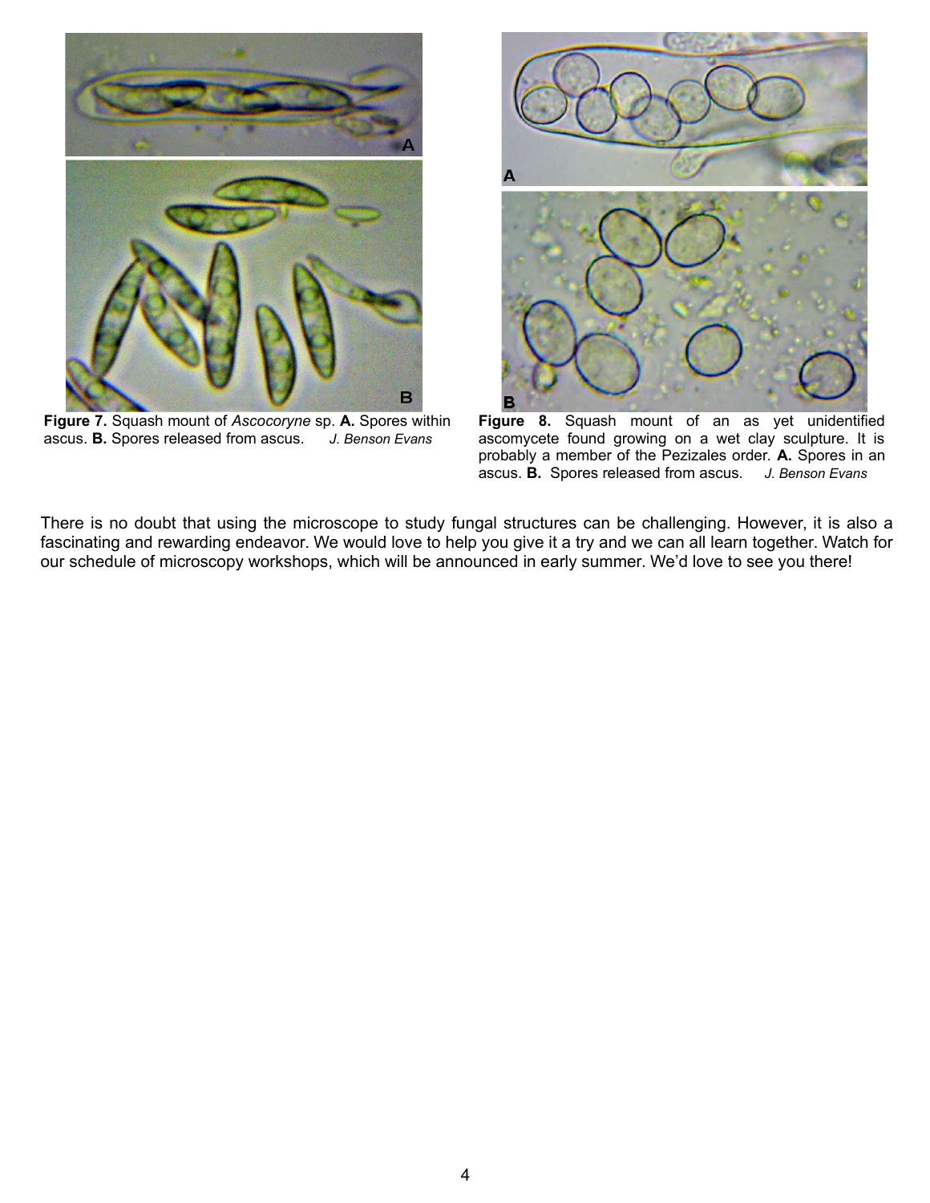**Figure 7.** Squash mount of *Ascocoryne* sp. **A.** Spores within ascus. **B.** Spores released from ascus. *J. Benson Evans*

**Figure 8.** Squash mount of an as yet unidentified ascomycete found growing on a wet clay sculpture. It is probably a member of the Pezizales order. **A.** Spores in an ascus. **B.** Spores released from ascus. *J. Benson Evans*

There is no doubt that using the microscope to study fungal structures can be challenging. However, it is also a fascinating and rewarding endeavor. We would love to help you give it a try and we can all learn together. Watch for our schedule of microscopy workshops, which will be announced in early summer. We'd love to see you there!